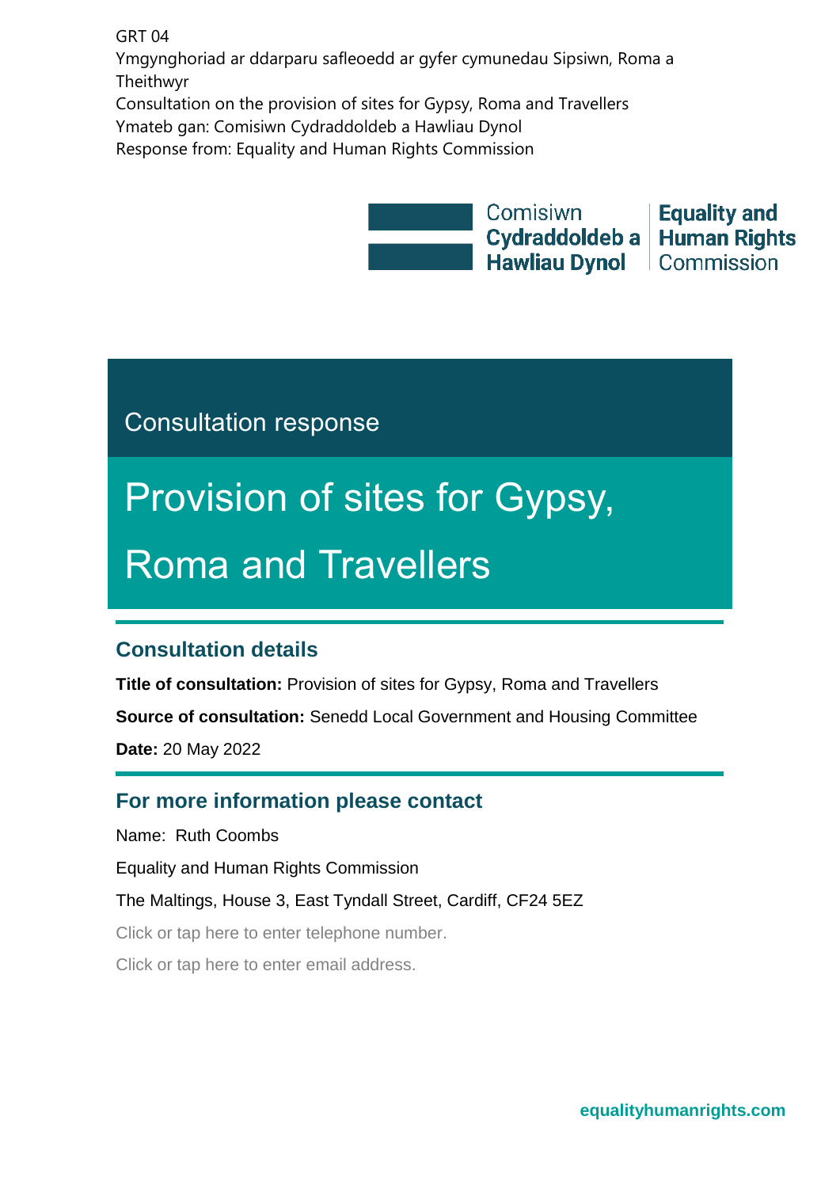GRT 04
Ymgynghoriad ar ddarparu safleoedd ar gyfer cymunedau Sipsiwn, Roma a Theithwyr
Consultation on the provision of sites for Gypsy, Roma and Travellers
Ymateb gan: Comisiwn Cydraddoldeb a Hawliau Dynol
Response from: Equality and Human Rights Commission

Comisiwn Cydraddoldeb a Hawliau Dynol | Equality and Human Rights Commission

Consultation response

# Provision of sites for Gypsy, Roma and Travellers

## Consultation details

**Title of consultation:** Provision of sites for Gypsy, Roma and Travellers

**Source of consultation:** Senedd Local Government and Housing Committee

**Date:** 20 May 2022

## For more information please contact

Name: Ruth Coombs

Equality and Human Rights Commission

The Maltings, House 3, East Tyndall Street, Cardiff, CF24 5EZ

Click or tap here to enter telephone number.

Click or tap here to enter email address.

equalityhumanrights.com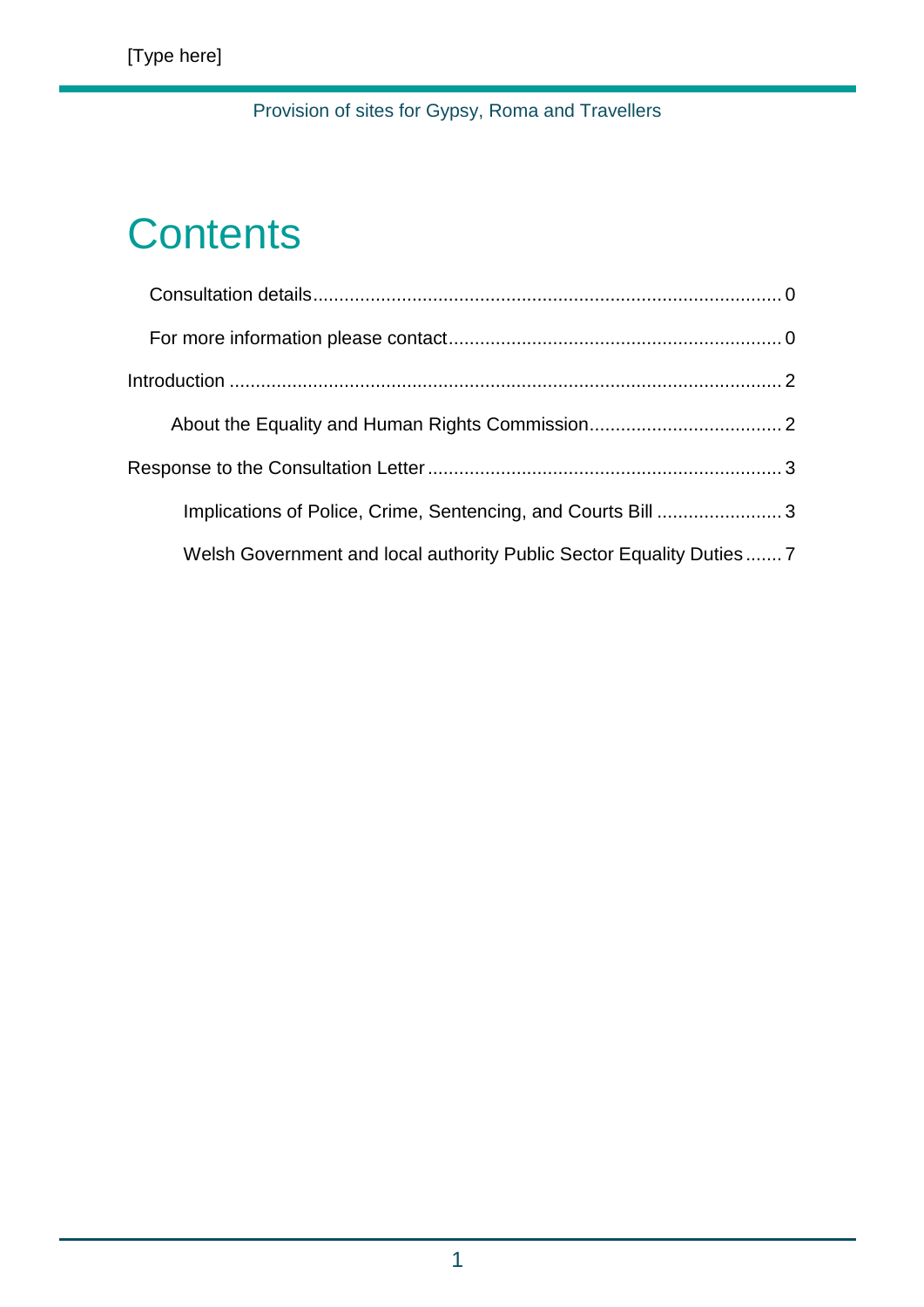# Contents

Consultation details........................................................................................ 0

For more information please contact................................................................ 0

Introduction ......................................................................................................... 2

About the Equality and Human Rights Commission..................................... 2

Response to the Consultation Letter .................................................................... 3

Implications of Police, Crime, Sentencing, and Courts Bill ........................ 3

Welsh Government and local authority Public Sector Equality Duties ....... 7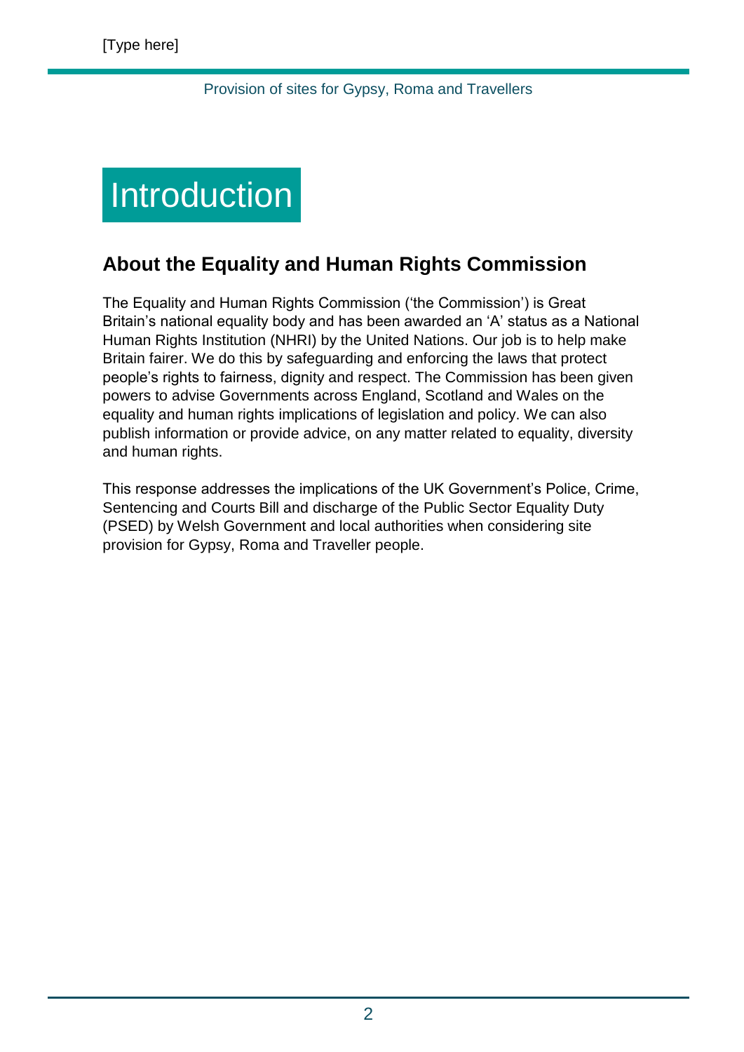# Introduction

## About the Equality and Human Rights Commission

The Equality and Human Rights Commission ('the Commission') is Great Britain's national equality body and has been awarded an 'A' status as a National Human Rights Institution (NHRI) by the United Nations. Our job is to help make Britain fairer. We do this by safeguarding and enforcing the laws that protect people's rights to fairness, dignity and respect. The Commission has been given powers to advise Governments across England, Scotland and Wales on the equality and human rights implications of legislation and policy. We can also publish information or provide advice, on any matter related to equality, diversity and human rights.

This response addresses the implications of the UK Government's Police, Crime, Sentencing and Courts Bill and discharge of the Public Sector Equality Duty (PSED) by Welsh Government and local authorities when considering site provision for Gypsy, Roma and Traveller people.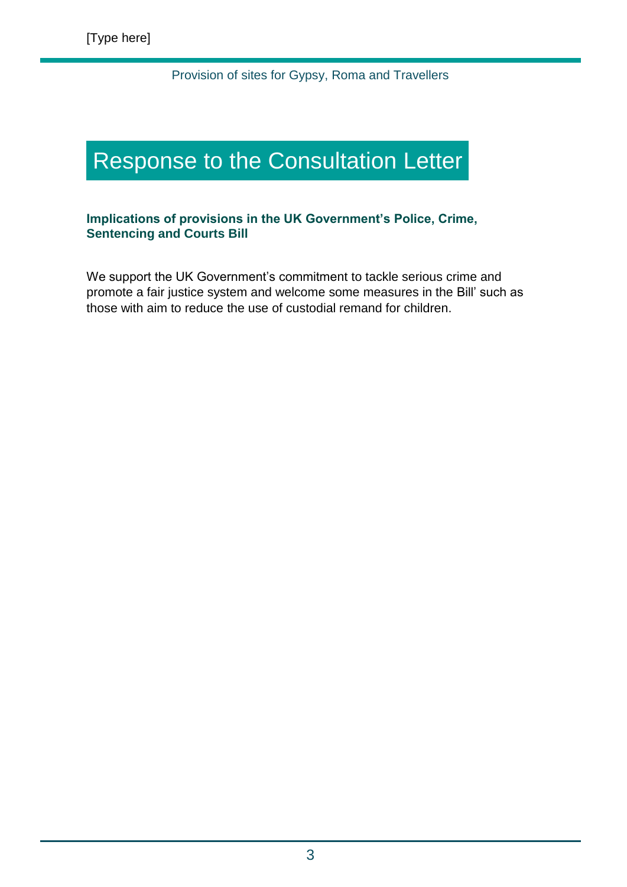# Response to the Consultation Letter

### Implications of provisions in the UK Government's Police, Crime, Sentencing and Courts Bill

We support the UK Government's commitment to tackle serious crime and promote a fair justice system and welcome some measures in the Bill' such as those with aim to reduce the use of custodial remand for children.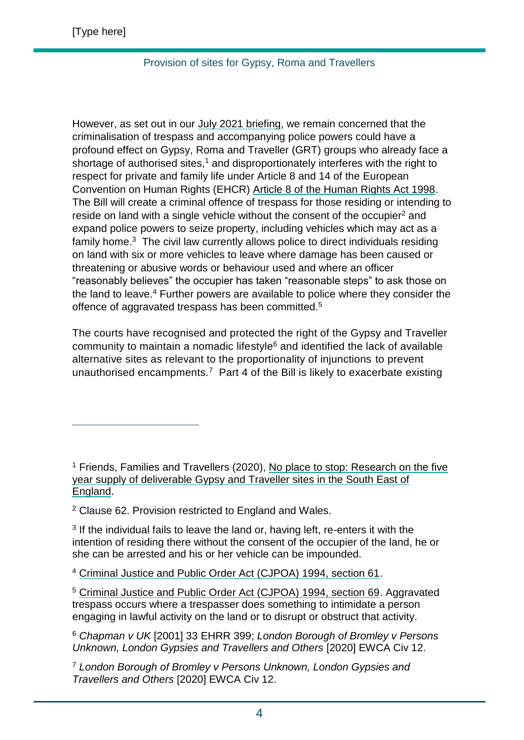However, as set out in our July 2021 briefing, we remain concerned that the criminalisation of trespass and accompanying police powers could have a profound effect on Gypsy, Roma and Traveller (GRT) groups who already face a shortage of authorised sites,[1] and disproportionately interferes with the right to respect for private and family life under Article 8 and 14 of the European Convention on Human Rights (EHCR) Article 8 of the Human Rights Act 1998. The Bill will create a criminal offence of trespass for those residing or intending to reside on land with a single vehicle without the consent of the occupier[2] and expand police powers to seize property, including vehicles which may act as a family home.[3] The civil law currently allows police to direct individuals residing on land with six or more vehicles to leave where damage has been caused or threatening or abusive words or behaviour used and where an officer "reasonably believes" the occupier has taken "reasonable steps" to ask those on the land to leave.[4] Further powers are available to police where they consider the offence of aggravated trespass has been committed.[5]

The courts have recognised and protected the right of the Gypsy and Traveller community to maintain a nomadic lifestyle[6] and identified the lack of available alternative sites as relevant to the proportionality of injunctions to prevent unauthorised encampments.[7] Part 4 of the Bill is likely to exacerbate existing

---

[1] Friends, Families and Travellers (2020), No place to stop: Research on the five year supply of deliverable Gypsy and Traveller sites in the South East of England.

[2] Clause 62. Provision restricted to England and Wales.

[3] If the individual fails to leave the land or, having left, re-enters it with the intention of residing there without the consent of the occupier of the land, he or she can be arrested and his or her vehicle can be impounded.

[4] Criminal Justice and Public Order Act (CJPOA) 1994, section 61.

[5] Criminal Justice and Public Order Act (CJPOA) 1994, section 69. Aggravated trespass occurs where a trespasser does something to intimidate a person engaging in lawful activity on the land or to disrupt or obstruct that activity.

[6] *Chapman v UK* [2001] 33 EHRR 399; *London Borough of Bromley v Persons Unknown, London Gypsies and Travellers and Others* [2020] EWCA Civ 12.

[7] *London Borough of Bromley v Persons Unknown, London Gypsies and Travellers and Others* [2020] EWCA Civ 12.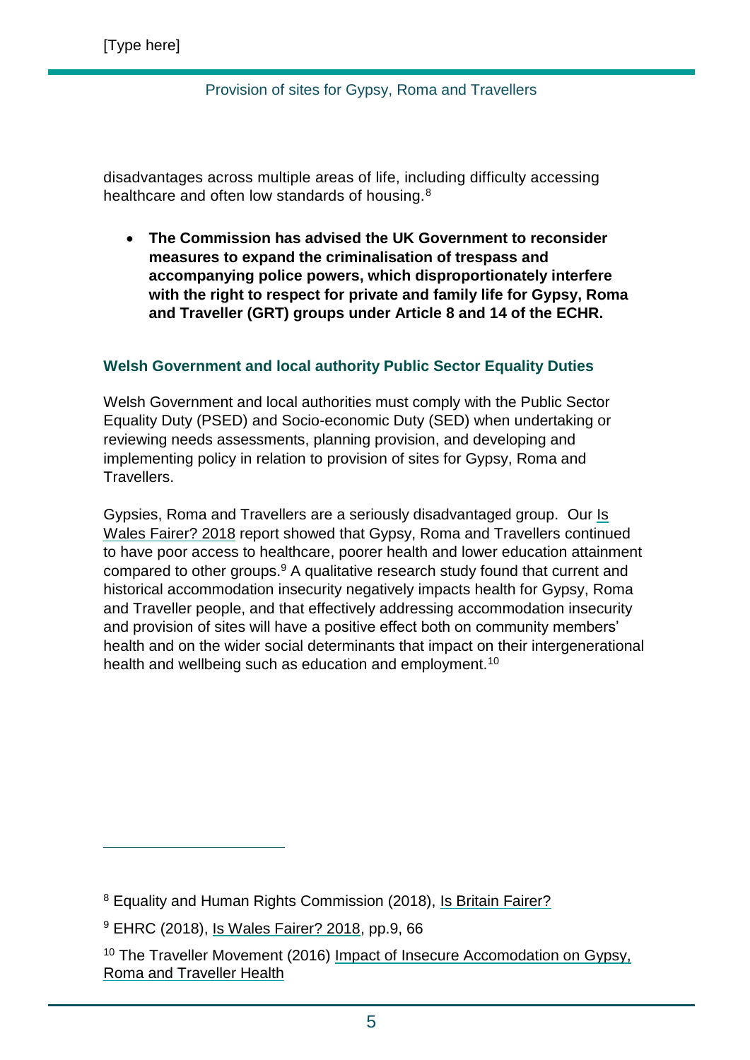disadvantages across multiple areas of life, including difficulty accessing healthcare and often low standards of housing.[8]

- **The Commission has advised the UK Government to reconsider measures to expand the criminalisation of trespass and accompanying police powers, which disproportionately interfere with the right to respect for private and family life for Gypsy, Roma and Traveller (GRT) groups under Article 8 and 14 of the ECHR.**

### Welsh Government and local authority Public Sector Equality Duties

Welsh Government and local authorities must comply with the Public Sector Equality Duty (PSED) and Socio-economic Duty (SED) when undertaking or reviewing needs assessments, planning provision, and developing and implementing policy in relation to provision of sites for Gypsy, Roma and Travellers.

Gypsies, Roma and Travellers are a seriously disadvantaged group. Our Is Wales Fairer? 2018 report showed that Gypsy, Roma and Travellers continued to have poor access to healthcare, poorer health and lower education attainment compared to other groups.[9] A qualitative research study found that current and historical accommodation insecurity negatively impacts health for Gypsy, Roma and Traveller people, and that effectively addressing accommodation insecurity and provision of sites will have a positive effect both on community members' health and on the wider social determinants that impact on their intergenerational health and wellbeing such as education and employment.[10]

---

[8] Equality and Human Rights Commission (2018), Is Britain Fairer?

[9] EHRC (2018), Is Wales Fairer? 2018, pp.9, 66

[10] The Traveller Movement (2016) Impact of Insecure Accomodation on Gypsy, Roma and Traveller Health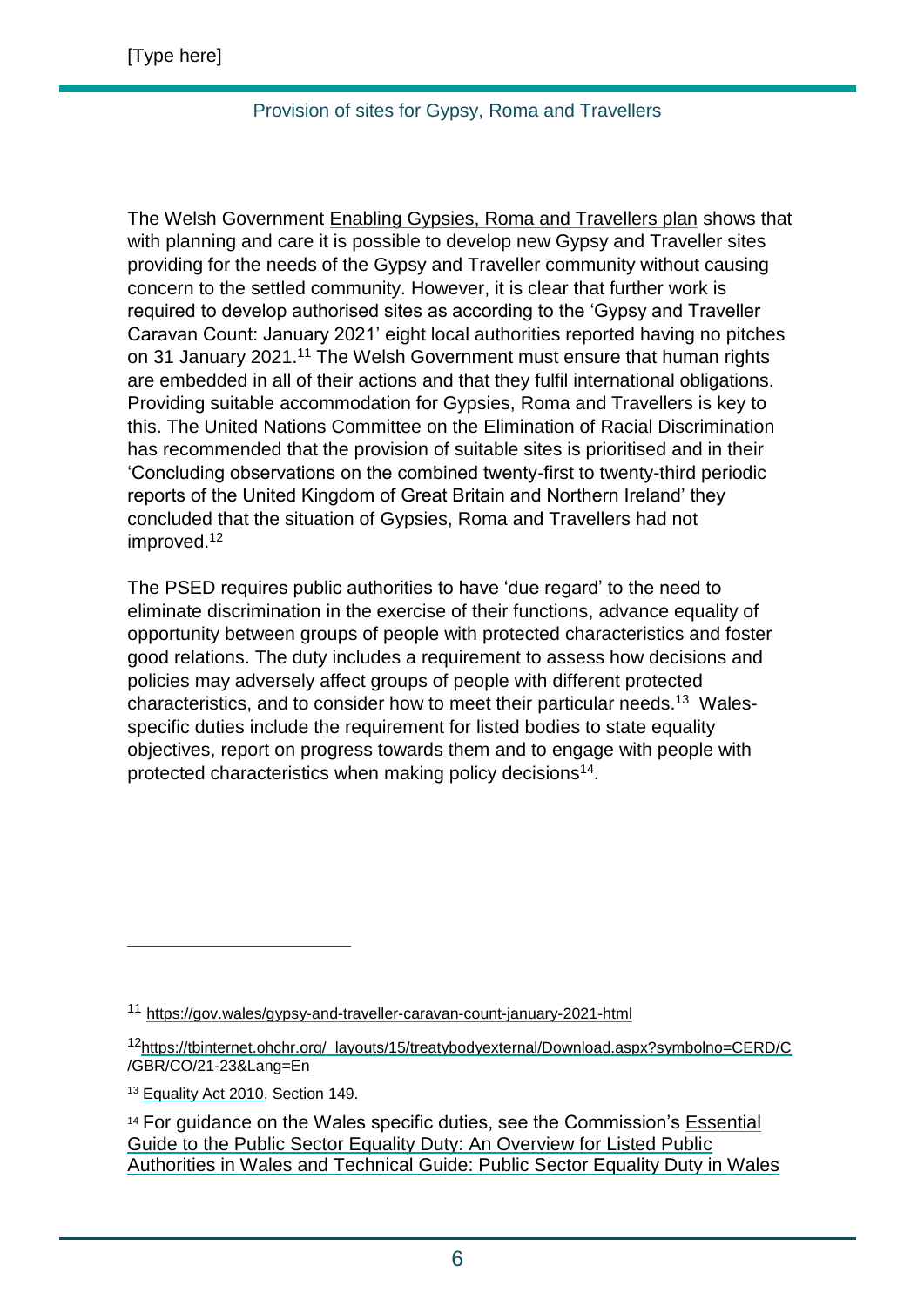The Welsh Government Enabling Gypsies, Roma and Travellers plan shows that with planning and care it is possible to develop new Gypsy and Traveller sites providing for the needs of the Gypsy and Traveller community without causing concern to the settled community. However, it is clear that further work is required to develop authorised sites as according to the 'Gypsy and Traveller Caravan Count: January 2021' eight local authorities reported having no pitches on 31 January 2021.[11] The Welsh Government must ensure that human rights are embedded in all of their actions and that they fulfil international obligations. Providing suitable accommodation for Gypsies, Roma and Travellers is key to this. The United Nations Committee on the Elimination of Racial Discrimination has recommended that the provision of suitable sites is prioritised and in their 'Concluding observations on the combined twenty-first to twenty-third periodic reports of the United Kingdom of Great Britain and Northern Ireland' they concluded that the situation of Gypsies, Roma and Travellers had not improved.[12]

The PSED requires public authorities to have 'due regard' to the need to eliminate discrimination in the exercise of their functions, advance equality of opportunity between groups of people with protected characteristics and foster good relations. The duty includes a requirement to assess how decisions and policies may adversely affect groups of people with different protected characteristics, and to consider how to meet their particular needs.[13] Wales-specific duties include the requirement for listed bodies to state equality objectives, report on progress towards them and to engage with people with protected characteristics when making policy decisions[14].

---

[11] https://gov.wales/gypsy-and-traveller-caravan-count-january-2021-html

[12] https://tbinternet.ohchr.org/_layouts/15/treatybodyexternal/Download.aspx?symbolno=CERD/C/GBR/CO/21-23&Lang=En

[13] Equality Act 2010, Section 149.

[14] For guidance on the Wales specific duties, see the Commission's Essential Guide to the Public Sector Equality Duty: An Overview for Listed Public Authorities in Wales and Technical Guide: Public Sector Equality Duty in Wales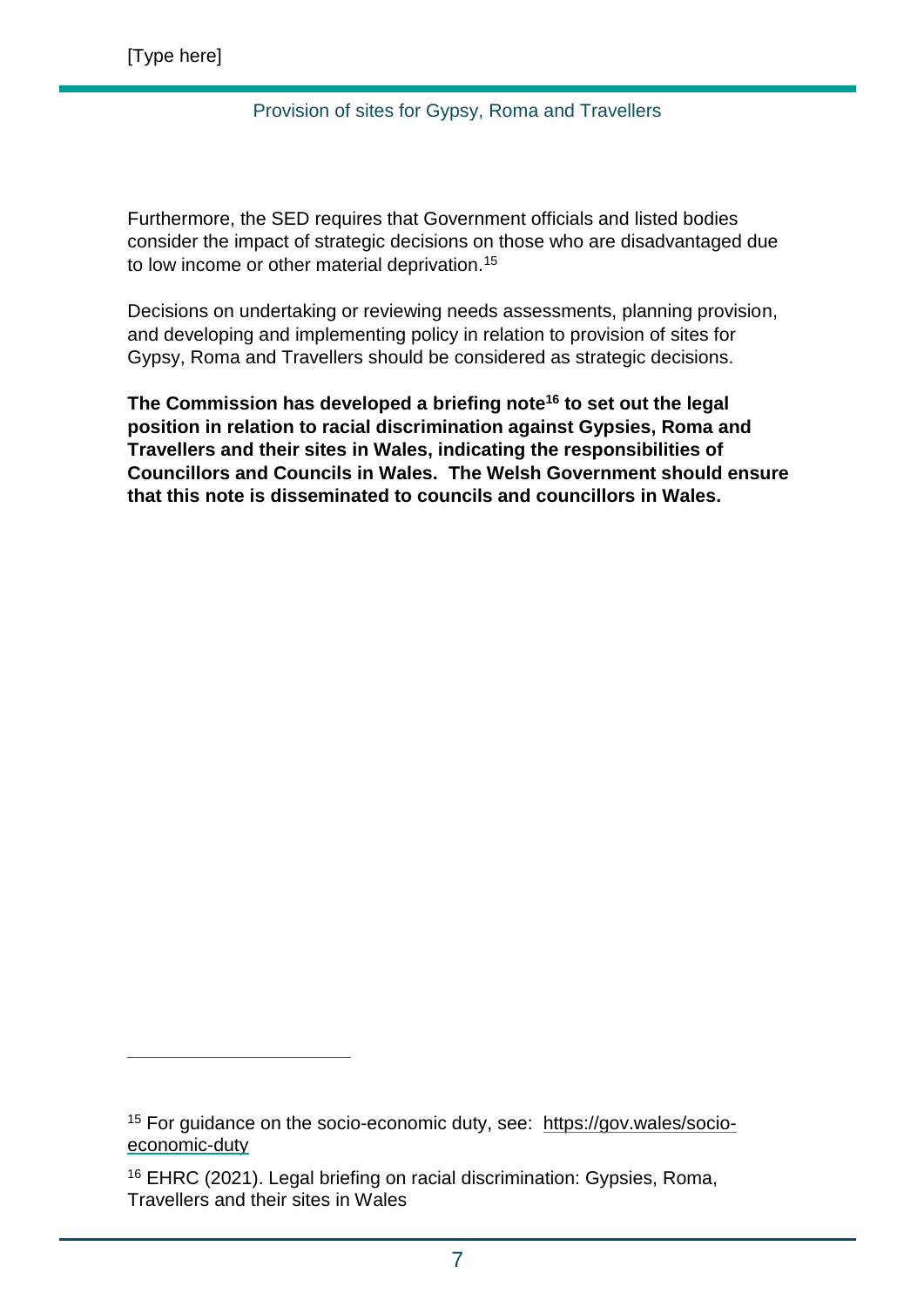Furthermore, the SED requires that Government officials and listed bodies consider the impact of strategic decisions on those who are disadvantaged due to low income or other material deprivation.[15]

Decisions on undertaking or reviewing needs assessments, planning provision, and developing and implementing policy in relation to provision of sites for Gypsy, Roma and Travellers should be considered as strategic decisions.

**The Commission has developed a briefing note[16] to set out the legal position in relation to racial discrimination against Gypsies, Roma and Travellers and their sites in Wales, indicating the responsibilities of Councillors and Councils in Wales. The Welsh Government should ensure that this note is disseminated to councils and councillors in Wales.**

---

[15] For guidance on the socio-economic duty, see: https://gov.wales/socio-economic-duty

[16] EHRC (2021). Legal briefing on racial discrimination: Gypsies, Roma, Travellers and their sites in Wales